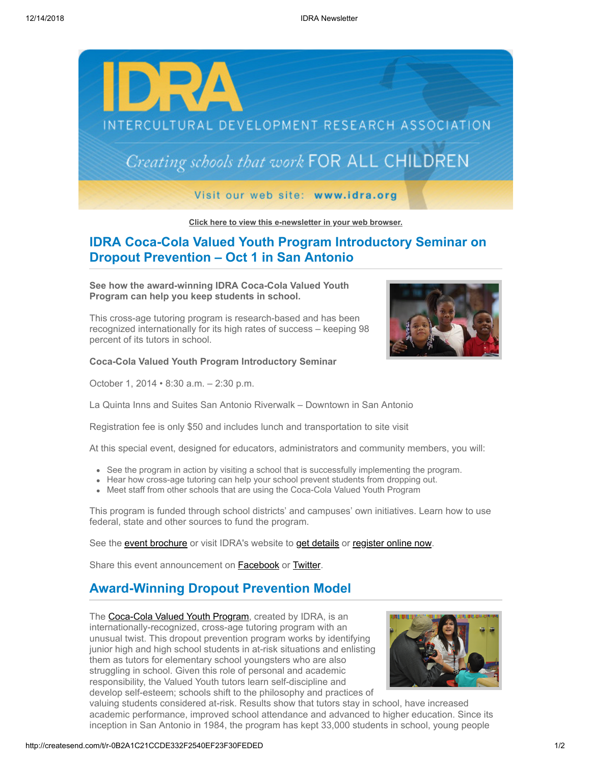# IDRA

INTERCULTURAL DEVELOPMENT RESEARCH ASSOCIATION

*Creating schools that work* FOR ALL CHILDREN

Visit our web site: **www.idra.org**

**Click here to view this e-newsletter in your web browser.**

## IDRA Coca-Cola Valued Youth Program Introductory Seminar on Dropout Prevention – Oct 1 in San Antonio

**See how the award-winning IDRA Coca-Cola Valued Youth Program can help you keep students in school.**

This cross-age tutoring program is research-based and has been recognized internationally for its high rates of success – keeping 98 percent of its tutors in school.

**Coca-Cola Valued Youth Program Introductory Seminar**

October 1, 2014 • 8:30 a.m. – 2:30 p.m.

La Quinta Inns and Suites San Antonio Riverwalk – Downtown in San Antonio

Registration fee is only $50 and includes lunch and transportation to site visit

At this special event, designed for educators, administrators and community members, you will:

- See the program in action by visiting a school that is successfully implementing the program.
- Hear how cross-age tutoring can help your school prevent students from dropping out.
- Meet staff from other schools that are using the Coca-Cola Valued Youth Program

This program is funded through school districts' and campuses' own initiatives. Learn how to use federal, state and other sources to fund the program.

See the event brochure or visit IDRA's website to get details or register online now.

Share this event announcement on Facebook or Twitter.

## Award-Winning Dropout Prevention Model

The Coca-Cola Valued Youth Program, created by IDRA, is an internationally-recognized, cross-age tutoring program with an unusual twist. This dropout prevention program works by identifying junior high and high school students in at-risk situations and enlisting them as tutors for elementary school youngsters who are also struggling in school. Given this role of personal and academic responsibility, the Valued Youth tutors learn self-discipline and develop self-esteem; schools shift to the philosophy and practices of valuing students considered at-risk. Results show that tutors stay in school, have increased academic performance, improved school attendance and advanced to higher education. Since its inception in San Antonio in 1984, the program has kept 33,000 students in school, young people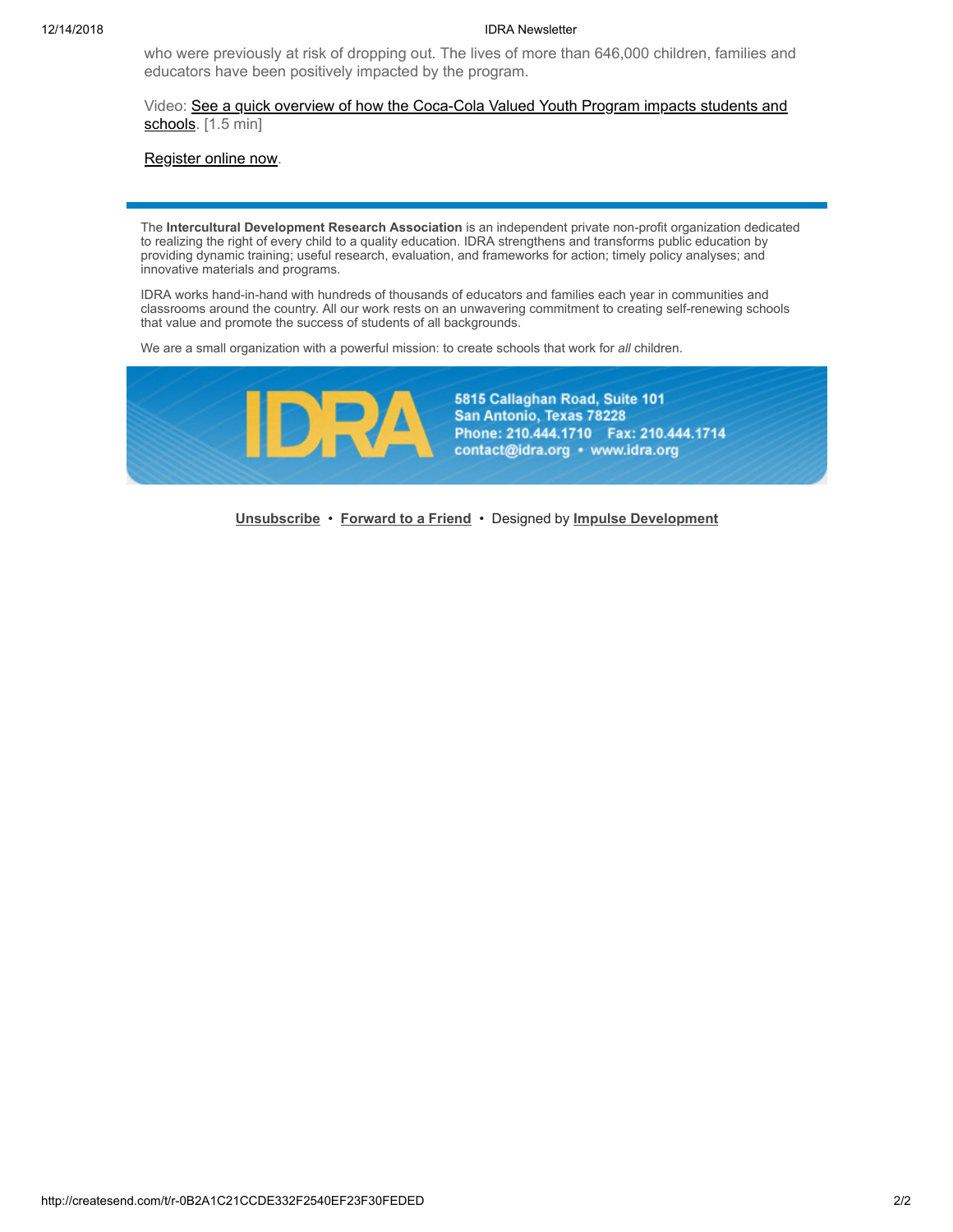who were previously at risk of dropping out. The lives of more than 646,000 children, families and educators have been positively impacted by the program.

Video: See a quick overview of how the Coca-Cola Valued Youth Program impacts students and schools. [1.5 min]

Register online now.

---

The **Intercultural Development Research Association** is an independent private non-profit organization dedicated to realizing the right of every child to a quality education. IDRA strengthens and transforms public education by providing dynamic training; useful research, evaluation, and frameworks for action; timely policy analyses; and innovative materials and programs.

IDRA works hand-in-hand with hundreds of thousands of educators and families each year in communities and classrooms around the country. All our work rests on an unwavering commitment to creating self-renewing schools that value and promote the success of students of all backgrounds.

We are a small organization with a powerful mission: to create schools that work for *all* children.

IDRA

5815 Callaghan Road, Suite 101
San Antonio, Texas 78228
Phone: 210.444.1710 Fax: 210.444.1714
contact@idra.org • www.idra.org

**Unsubscribe** • **Forward to a Friend** • Designed by **Impulse Development**